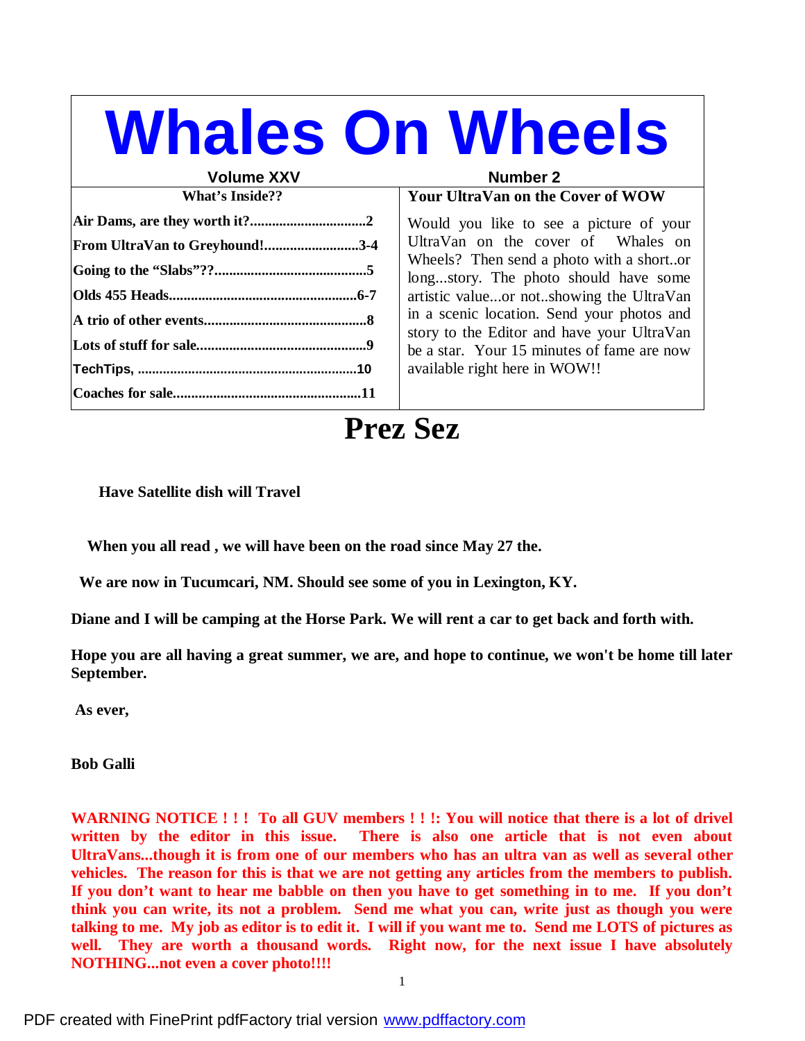# Whales On Wheels

**Volume XXV** **Number 2**

| What's Inside?? | |
|---|---|
| **Air Dams, are they worth it?** | **2** |
| **From UltraVan to Greyhound!** | **3-4** |
| **Going to the "Slabs"??** | **5** |
| **Olds 455 Heads** | **6-7** |
| **A trio of other events** | **8** |
| **Lots of stuff for sale** | **9** |
| **TechTips,** | **10** |
| **Coaches for sale** | **11** |

### Your UltraVan on the Cover of WOW

Would you like to see a picture of your UltraVan on the cover of Whales on Wheels? Then send a photo with a short..or long...story. The photo should have some artistic value...or not..showing the UltraVan in a scenic location. Send your photos and story to the Editor and have your UltraVan be a star. Your 15 minutes of fame are now available right here in WOW!!

# Prez Sez

**Have Satellite dish will Travel**

**When you all read , we will have been on the road since May 27 the.**

**We are now in Tucumcari, NM. Should see some of you in Lexington, KY.**

**Diane and I will be camping at the Horse Park. We will rent a car to get back and forth with.**

**Hope you are all having a great summer, we are, and hope to continue, we won't be home till later September.**

**As ever,**

**Bob Galli**

**WARNING NOTICE ! ! ! To all GUV members ! ! !: You will notice that there is a lot of drivel written by the editor in this issue. There is also one article that is not even about UltraVans...though it is from one of our members who has an ultra van as well as several other vehicles. The reason for this is that we are not getting any articles from the members to publish. If you don't want to hear me babble on then you have to get something in to me. If you don't think you can write, its not a problem. Send me what you can, write just as though you were talking to me. My job as editor is to edit it. I will if you want me to. Send me LOTS of pictures as well. They are worth a thousand words. Right now, for the next issue I have absolutely NOTHING...not even a cover photo!!!!**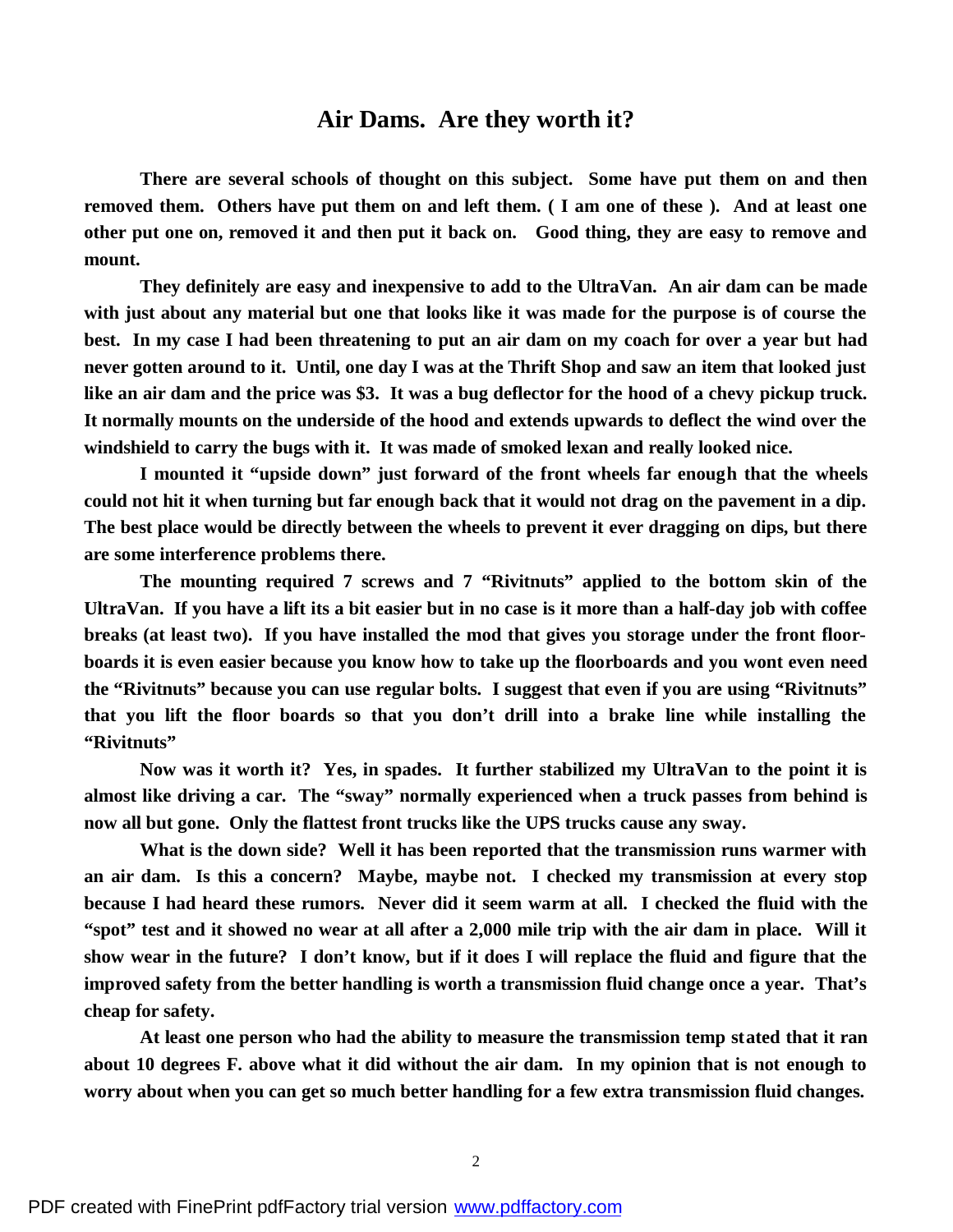# Air Dams. Are they worth it?

**There are several schools of thought on this subject. Some have put them on and then removed them. Others have put them on and left them. ( I am one of these ). And at least one other put one on, removed it and then put it back on. Good thing, they are easy to remove and mount.**

**They definitely are easy and inexpensive to add to the UltraVan. An air dam can be made with just about any material but one that looks like it was made for the purpose is of course the best. In my case I had been threatening to put an air dam on my coach for over a year but had never gotten around to it. Until, one day I was at the Thrift Shop and saw an item that looked just like an air dam and the price was $3. It was a bug deflector for the hood of a chevy pickup truck. It normally mounts on the underside of the hood and extends upwards to deflect the wind over the windshield to carry the bugs with it. It was made of smoked lexan and really looked nice.**

**I mounted it "upside down" just forward of the front wheels far enough that the wheels could not hit it when turning but far enough back that it would not drag on the pavement in a dip. The best place would be directly between the wheels to prevent it ever dragging on dips, but there are some interference problems there.**

**The mounting required 7 screws and 7 "Rivitnuts" applied to the bottom skin of the UltraVan. If you have a lift its a bit easier but in no case is it more than a half-day job with coffee breaks (at least two). If you have installed the mod that gives you storage under the front floor-boards it is even easier because you know how to take up the floorboards and you wont even need the "Rivitnuts" because you can use regular bolts. I suggest that even if you are using "Rivitnuts" that you lift the floor boards so that you don't drill into a brake line while installing the "Rivitnuts"**

**Now was it worth it? Yes, in spades. It further stabilized my UltraVan to the point it is almost like driving a car. The "sway" normally experienced when a truck passes from behind is now all but gone. Only the flattest front trucks like the UPS trucks cause any sway.**

**What is the down side? Well it has been reported that the transmission runs warmer with an air dam. Is this a concern? Maybe, maybe not. I checked my transmission at every stop because I had heard these rumors. Never did it seem warm at all. I checked the fluid with the "spot" test and it showed no wear at all after a 2,000 mile trip with the air dam in place. Will it show wear in the future? I don't know, but if it does I will replace the fluid and figure that the improved safety from the better handling is worth a transmission fluid change once a year. That's cheap for safety.**

**At least one person who had the ability to measure the transmission temp stated that it ran about 10 degrees F. above what it did without the air dam. In my opinion that is not enough to worry about when you can get so much better handling for a few extra transmission fluid changes.**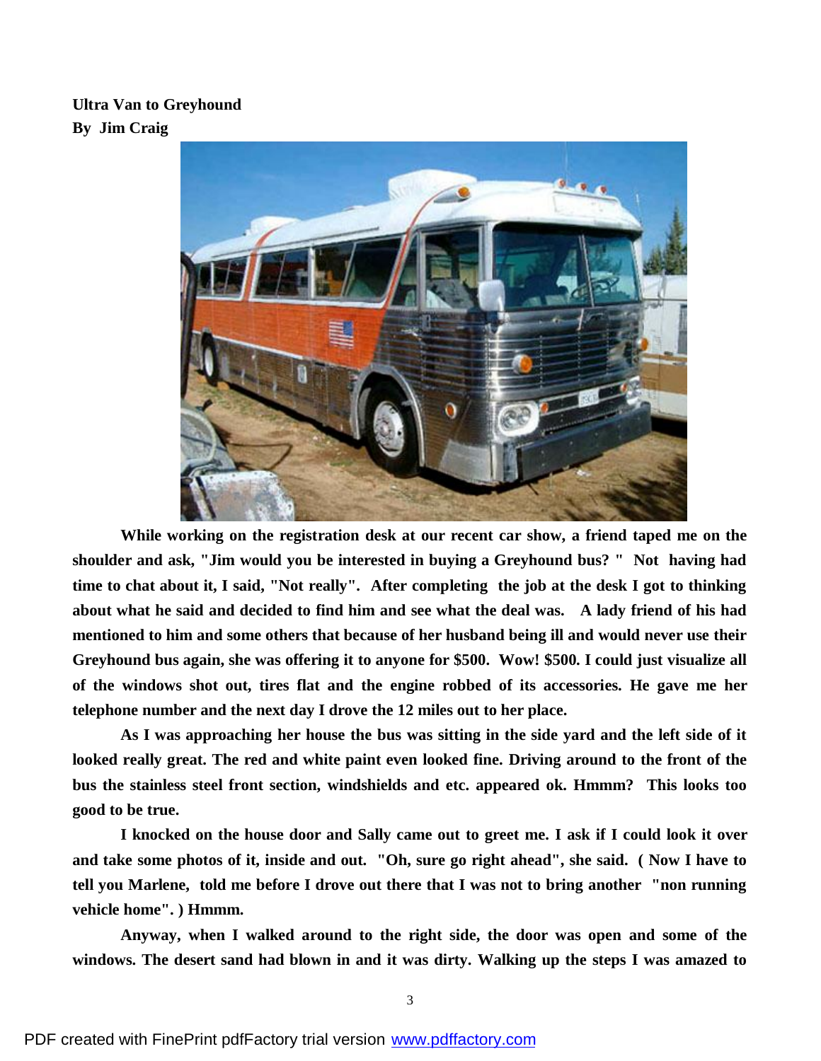**Ultra Van to Greyhound**
**By Jim Craig**

**While working on the registration desk at our recent car show, a friend taped me on the shoulder and ask, "Jim would you be interested in buying a Greyhound bus? " Not having had time to chat about it, I said, "Not really". After completing the job at the desk I got to thinking about what he said and decided to find him and see what the deal was. A lady friend of his had mentioned to him and some others that because of her husband being ill and would never use their Greyhound bus again, she was offering it to anyone for $500. Wow! $500. I could just visualize all of the windows shot out, tires flat and the engine robbed of its accessories. He gave me her telephone number and the next day I drove the 12 miles out to her place.**

**As I was approaching her house the bus was sitting in the side yard and the left side of it looked really great. The red and white paint even looked fine. Driving around to the front of the bus the stainless steel front section, windshields and etc. appeared ok. Hmmm? This looks too good to be true.**

**I knocked on the house door and Sally came out to greet me. I ask if I could look it over and take some photos of it, inside and out. "Oh, sure go right ahead", she said. ( Now I have to tell you Marlene, told me before I drove out there that I was not to bring another "non running vehicle home". ) Hmmm.**

**Anyway, when I walked around to the right side, the door was open and some of the windows. The desert sand had blown in and it was dirty. Walking up the steps I was amazed to**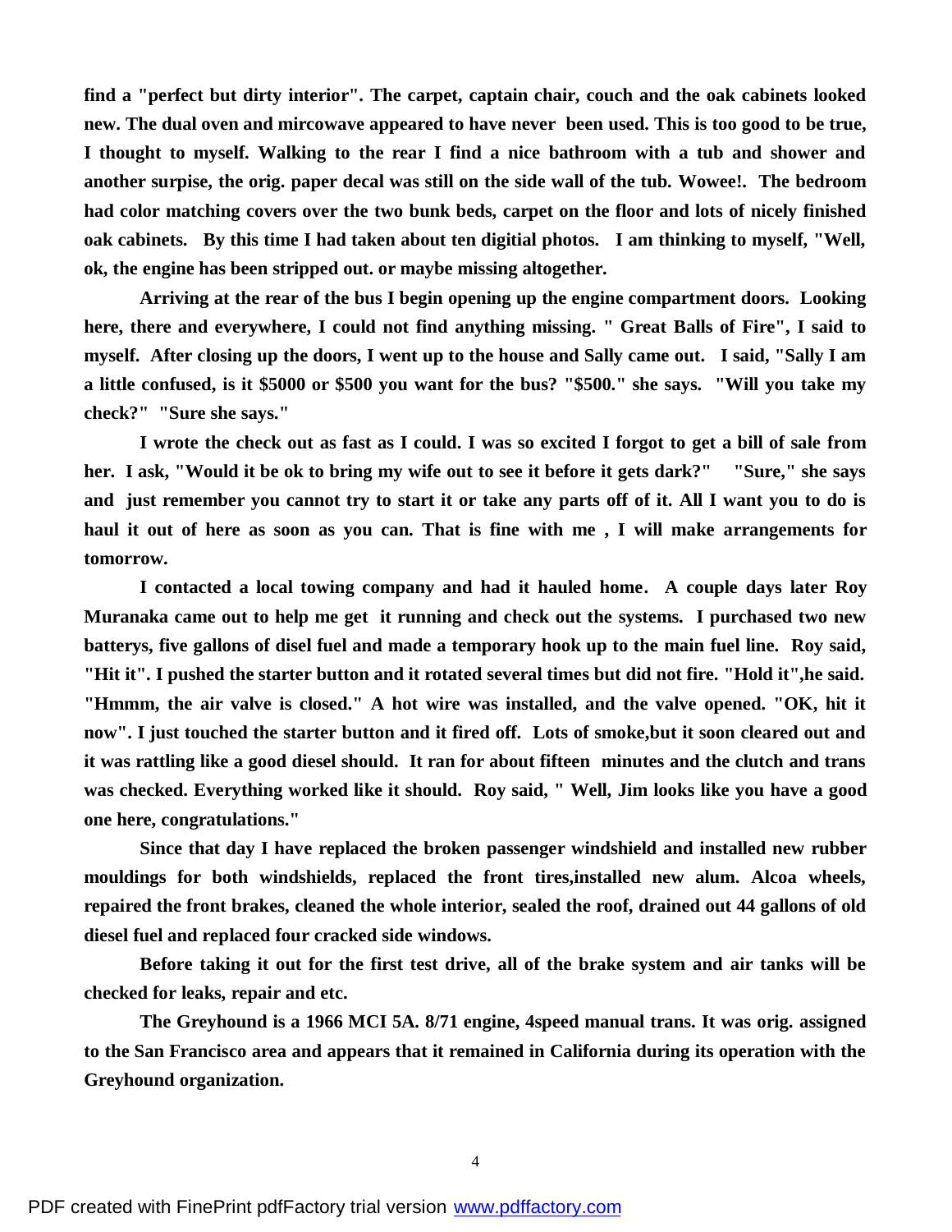**find a "perfect but dirty interior". The carpet, captain chair, couch and the oak cabinets looked new. The dual oven and mircowave appeared to have never been used. This is too good to be true, I thought to myself. Walking to the rear I find a nice bathroom with a tub and shower and another surpise, the orig. paper decal was still on the side wall of the tub. Wowee!. The bedroom had color matching covers over the two bunk beds, carpet on the floor and lots of nicely finished oak cabinets. By this time I had taken about ten digitial photos. I am thinking to myself, "Well, ok, the engine has been stripped out. or maybe missing altogether.**

**Arriving at the rear of the bus I begin opening up the engine compartment doors. Looking here, there and everywhere, I could not find anything missing. " Great Balls of Fire", I said to myself. After closing up the doors, I went up to the house and Sally came out. I said, "Sally I am a little confused, is it $5000 or $500 you want for the bus? "$500." she says. "Will you take my check?" "Sure she says."**

**I wrote the check out as fast as I could. I was so excited I forgot to get a bill of sale from her. I ask, "Would it be ok to bring my wife out to see it before it gets dark?" "Sure," she says and just remember you cannot try to start it or take any parts off of it. All I want you to do is haul it out of here as soon as you can. That is fine with me , I will make arrangements for tomorrow.**

**I contacted a local towing company and had it hauled home. A couple days later Roy Muranaka came out to help me get it running and check out the systems. I purchased two new batterys, five gallons of disel fuel and made a temporary hook up to the main fuel line. Roy said, "Hit it". I pushed the starter button and it rotated several times but did not fire. "Hold it",he said. "Hmmm, the air valve is closed." A hot wire was installed, and the valve opened. "OK, hit it now". I just touched the starter button and it fired off. Lots of smoke,but it soon cleared out and it was rattling like a good diesel should. It ran for about fifteen minutes and the clutch and trans was checked. Everything worked like it should. Roy said, " Well, Jim looks like you have a good one here, congratulations."**

**Since that day I have replaced the broken passenger windshield and installed new rubber mouldings for both windshields, replaced the front tires,installed new alum. Alcoa wheels, repaired the front brakes, cleaned the whole interior, sealed the roof, drained out 44 gallons of old diesel fuel and replaced four cracked side windows.**

**Before taking it out for the first test drive, all of the brake system and air tanks will be checked for leaks, repair and etc.**

**The Greyhound is a 1966 MCI 5A. 8/71 engine, 4speed manual trans. It was orig. assigned to the San Francisco area and appears that it remained in California during its operation with the Greyhound organization.**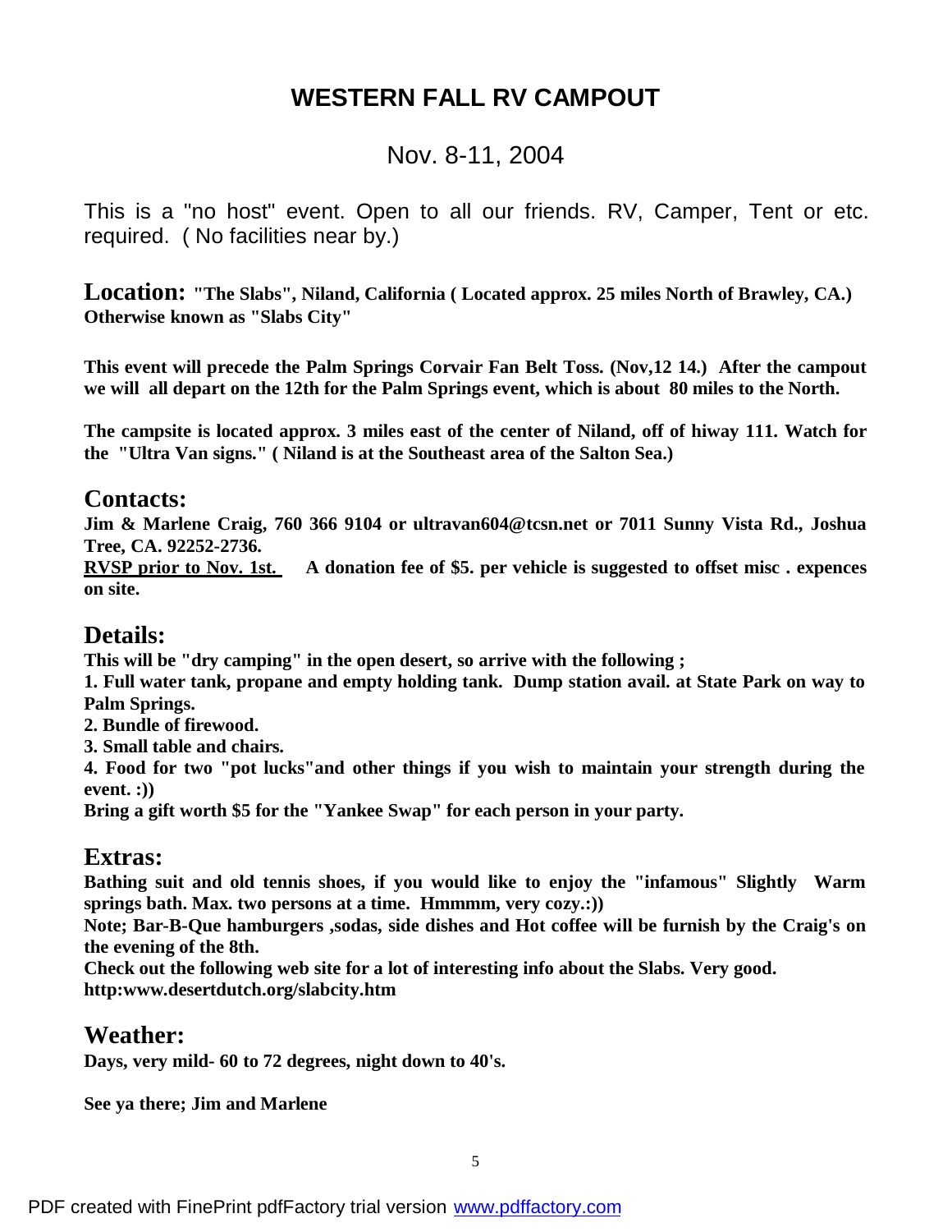# WESTERN FALL RV CAMPOUT

Nov. 8-11, 2004

This is a "no host" event. Open to all our friends. RV, Camper, Tent or etc. required. ( No facilities near by.)

**Location: "The Slabs", Niland, California ( Located approx. 25 miles North of Brawley, CA.) Otherwise known as "Slabs City"**

**This event will precede the Palm Springs Corvair Fan Belt Toss. (Nov,12 14.) After the campout we will all depart on the 12th for the Palm Springs event, which is about 80 miles to the North.**

**The campsite is located approx. 3 miles east of the center of Niland, off of hiway 111. Watch for the "Ultra Van signs." ( Niland is at the Southeast area of the Salton Sea.)**

## Contacts:

**Jim & Marlene Craig, 760 366 9104 or ultravan604@tcsn.net or 7011 Sunny Vista Rd., Joshua Tree, CA. 92252-2736.**

**<u>RVSP prior to Nov. 1st.</u> A donation fee of $5. per vehicle is suggested to offset misc . expences on site.**

## Details:

**This will be "dry camping" in the open desert, so arrive with the following ;**

**1. Full water tank, propane and empty holding tank. Dump station avail. at State Park on way to Palm Springs.**

**2. Bundle of firewood.**

**3. Small table and chairs.**

**4. Food for two "pot lucks"and other things if you wish to maintain your strength during the event. :))**

**Bring a gift worth $5 for the "Yankee Swap" for each person in your party.**

## Extras:

**Bathing suit and old tennis shoes, if you would like to enjoy the "infamous" Slightly Warm springs bath. Max. two persons at a time. Hmmmm, very cozy.:))**

**Note; Bar-B-Que hamburgers ,sodas, side dishes and Hot coffee will be furnish by the Craig's on the evening of the 8th.**

**Check out the following web site for a lot of interesting info about the Slabs. Very good. http:www.desertdutch.org/slabcity.htm**

## Weather:

**Days, very mild- 60 to 72 degrees, night down to 40's.**

**See ya there; Jim and Marlene**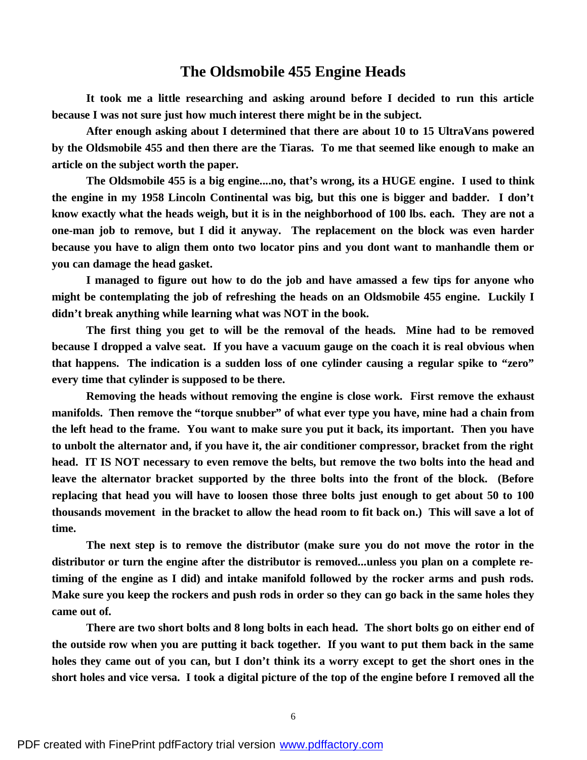# The Oldsmobile 455 Engine Heads

**It took me a little researching and asking around before I decided to run this article because I was not sure just how much interest there might be in the subject.**

**After enough asking about I determined that there are about 10 to 15 UltraVans powered by the Oldsmobile 455 and then there are the Tiaras. To me that seemed like enough to make an article on the subject worth the paper.**

**The Oldsmobile 455 is a big engine....no, that's wrong, its a HUGE engine. I used to think the engine in my 1958 Lincoln Continental was big, but this one is bigger and badder. I don't know exactly what the heads weigh, but it is in the neighborhood of 100 lbs. each. They are not a one-man job to remove, but I did it anyway. The replacement on the block was even harder because you have to align them onto two locator pins and you dont want to manhandle them or you can damage the head gasket.**

**I managed to figure out how to do the job and have amassed a few tips for anyone who might be contemplating the job of refreshing the heads on an Oldsmobile 455 engine. Luckily I didn't break anything while learning what was NOT in the book.**

**The first thing you get to will be the removal of the heads. Mine had to be removed because I dropped a valve seat. If you have a vacuum gauge on the coach it is real obvious when that happens. The indication is a sudden loss of one cylinder causing a regular spike to "zero" every time that cylinder is supposed to be there.**

**Removing the heads without removing the engine is close work. First remove the exhaust manifolds. Then remove the "torque snubber" of what ever type you have, mine had a chain from the left head to the frame. You want to make sure you put it back, its important. Then you have to unbolt the alternator and, if you have it, the air conditioner compressor, bracket from the right head. IT IS NOT necessary to even remove the belts, but remove the two bolts into the head and leave the alternator bracket supported by the three bolts into the front of the block. (Before replacing that head you will have to loosen those three bolts just enough to get about 50 to 100 thousands movement in the bracket to allow the head room to fit back on.) This will save a lot of time.**

**The next step is to remove the distributor (make sure you do not move the rotor in the distributor or turn the engine after the distributor is removed...unless you plan on a complete re-timing of the engine as I did) and intake manifold followed by the rocker arms and push rods. Make sure you keep the rockers and push rods in order so they can go back in the same holes they came out of.**

**There are two short bolts and 8 long bolts in each head. The short bolts go on either end of the outside row when you are putting it back together. If you want to put them back in the same holes they came out of you can, but I don't think its a worry except to get the short ones in the short holes and vice versa. I took a digital picture of the top of the engine before I removed all the**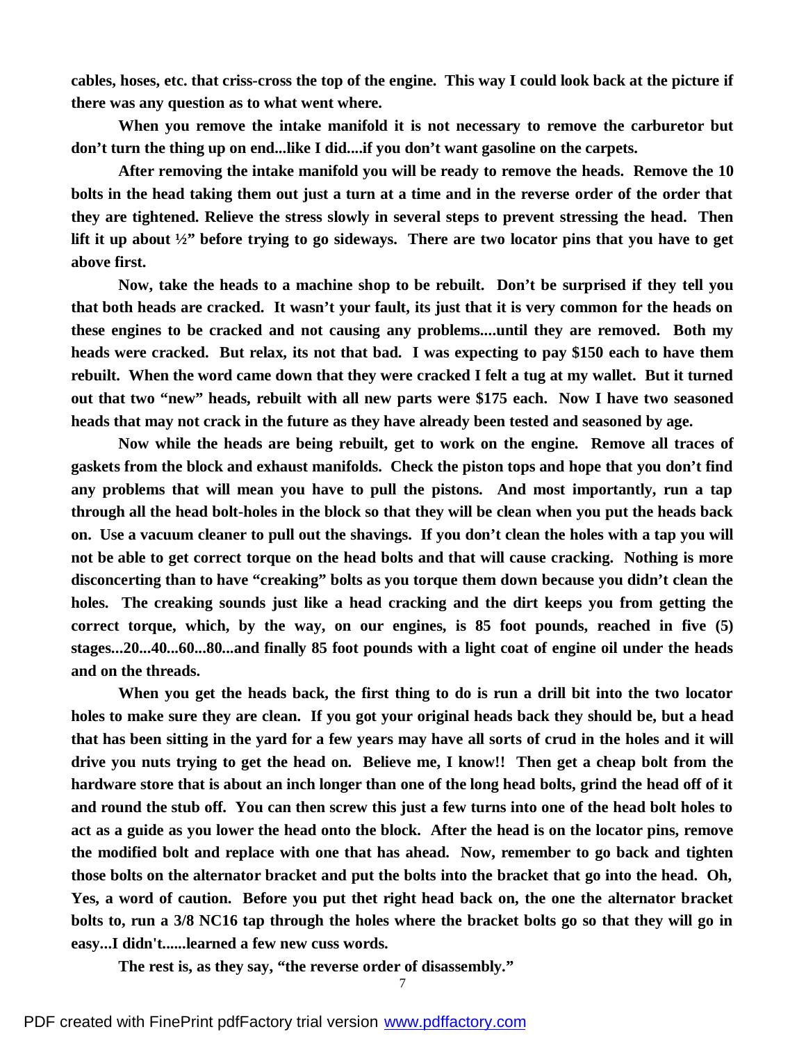**cables, hoses, etc. that criss-cross the top of the engine. This way I could look back at the picture if there was any question as to what went where.**

**When you remove the intake manifold it is not necessary to remove the carburetor but don't turn the thing up on end...like I did....if you don't want gasoline on the carpets.**

**After removing the intake manifold you will be ready to remove the heads. Remove the 10 bolts in the head taking them out just a turn at a time and in the reverse order of the order that they are tightened. Relieve the stress slowly in several steps to prevent stressing the head. Then lift it up about ½" before trying to go sideways. There are two locator pins that you have to get above first.**

**Now, take the heads to a machine shop to be rebuilt. Don't be surprised if they tell you that both heads are cracked. It wasn't your fault, its just that it is very common for the heads on these engines to be cracked and not causing any problems....until they are removed. Both my heads were cracked. But relax, its not that bad. I was expecting to pay $150 each to have them rebuilt. When the word came down that they were cracked I felt a tug at my wallet. But it turned out that two "new" heads, rebuilt with all new parts were $175 each. Now I have two seasoned heads that may not crack in the future as they have already been tested and seasoned by age.**

**Now while the heads are being rebuilt, get to work on the engine. Remove all traces of gaskets from the block and exhaust manifolds. Check the piston tops and hope that you don't find any problems that will mean you have to pull the pistons. And most importantly, run a tap through all the head bolt-holes in the block so that they will be clean when you put the heads back on. Use a vacuum cleaner to pull out the shavings. If you don't clean the holes with a tap you will not be able to get correct torque on the head bolts and that will cause cracking. Nothing is more disconcerting than to have "creaking" bolts as you torque them down because you didn't clean the holes. The creaking sounds just like a head cracking and the dirt keeps you from getting the correct torque, which, by the way, on our engines, is 85 foot pounds, reached in five (5) stages...20...40...60...80...and finally 85 foot pounds with a light coat of engine oil under the heads and on the threads.**

**When you get the heads back, the first thing to do is run a drill bit into the two locator holes to make sure they are clean. If you got your original heads back they should be, but a head that has been sitting in the yard for a few years may have all sorts of crud in the holes and it will drive you nuts trying to get the head on. Believe me, I know!! Then get a cheap bolt from the hardware store that is about an inch longer than one of the long head bolts, grind the head off of it and round the stub off. You can then screw this just a few turns into one of the head bolt holes to act as a guide as you lower the head onto the block. After the head is on the locator pins, remove the modified bolt and replace with one that has ahead. Now, remember to go back and tighten those bolts on the alternator bracket and put the bolts into the bracket that go into the head. Oh, Yes, a word of caution. Before you put thet right head back on, the one the alternator bracket bolts to, run a 3/8 NC16 tap through the holes where the bracket bolts go so that they will go in easy...I didn't......learned a few new cuss words.**

**The rest is, as they say, "the reverse order of disassembly."**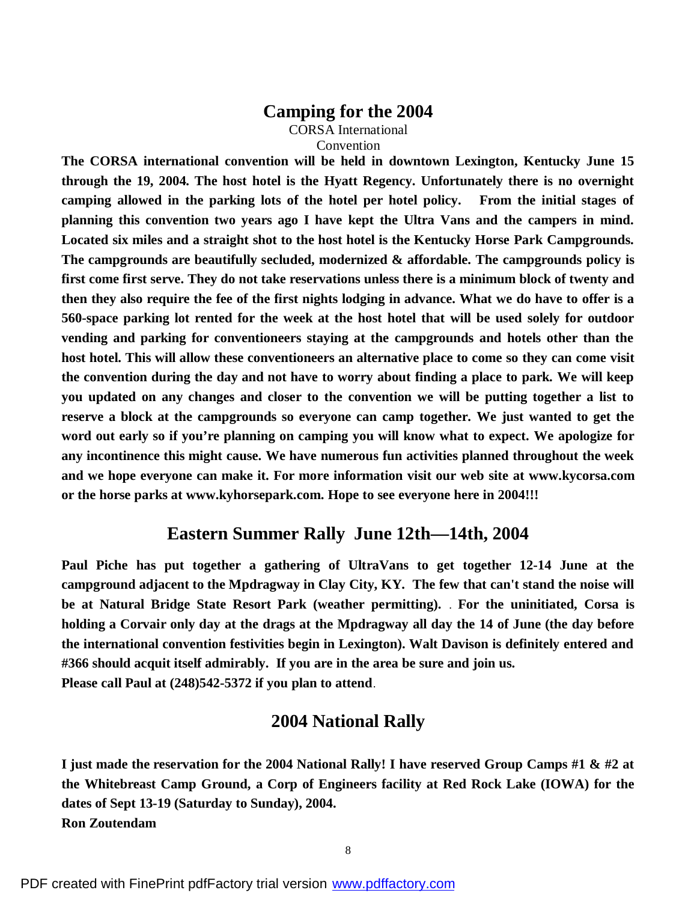## Camping for the 2004

CORSA International
Convention

**The CORSA international convention will be held in downtown Lexington, Kentucky June 15 through the 19, 2004. The host hotel is the Hyatt Regency. Unfortunately there is no overnight camping allowed in the parking lots of the hotel per hotel policy. From the initial stages of planning this convention two years ago I have kept the Ultra Vans and the campers in mind. Located six miles and a straight shot to the host hotel is the Kentucky Horse Park Campgrounds. The campgrounds are beautifully secluded, modernized & affordable. The campgrounds policy is first come first serve. They do not take reservations unless there is a minimum block of twenty and then they also require the fee of the first nights lodging in advance. What we do have to offer is a 560-space parking lot rented for the week at the host hotel that will be used solely for outdoor vending and parking for conventioneers staying at the campgrounds and hotels other than the host hotel. This will allow these conventioneers an alternative place to come so they can come visit the convention during the day and not have to worry about finding a place to park. We will keep you updated on any changes and closer to the convention we will be putting together a list to reserve a block at the campgrounds so everyone can camp together. We just wanted to get the word out early so if you're planning on camping you will know what to expect. We apologize for any incontinence this might cause. We have numerous fun activities planned throughout the week and we hope everyone can make it. For more information visit our web site at www.kycorsa.com or the horse parks at www.kyhorsepark.com. Hope to see everyone here in 2004!!!**

## Eastern Summer Rally June 12th—14th, 2004

**Paul Piche has put together a gathering of UltraVans to get together 12-14 June at the campground adjacent to the Mpdragway in Clay City, KY. The few that can't stand the noise will be at Natural Bridge State Resort Park (weather permitting).** . **For the uninitiated, Corsa is holding a Corvair only day at the drags at the Mpdragway all day the 14 of June (the day before the international convention festivities begin in Lexington). Walt Davison is definitely entered and #366 should acquit itself admirably. If you are in the area be sure and join us.**
**Please call Paul at (248)542-5372 if you plan to attend**.

## 2004 National Rally

**I just made the reservation for the 2004 National Rally! I have reserved Group Camps #1 & #2 at the Whitebreast Camp Ground, a Corp of Engineers facility at Red Rock Lake (IOWA) for the dates of Sept 13-19 (Saturday to Sunday), 2004.**
**Ron Zoutendam**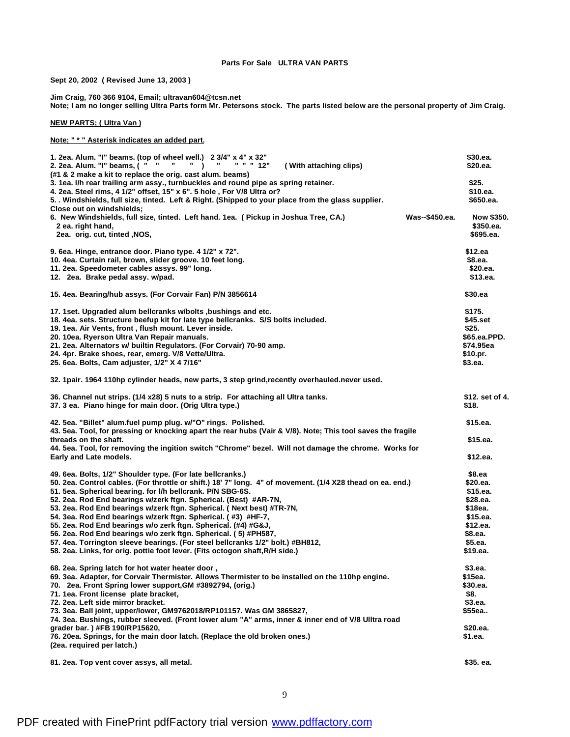**Parts For Sale ULTRA VAN PARTS**

**Sept 20, 2002 ( Revised June 13, 2003 )**

**Jim Craig, 760 366 9104, Email; ultravan604@tcsn.net**
**Note; I am no longer selling Ultra Parts form Mr. Petersons stock. The parts listed below are the personal property of Jim Craig.**

**NEW PARTS; ( Ultra Van )**

**Note; " * " Asterisk indicates an added part.**

| Item | Price |
|---|---|
| 1. 2ea. Alum. "I" beams. (top of wheel well.) 2 3/4" x 4" x 32" | $30.ea. |
| 2. 2ea. Alum. "I" beams, ( " " " " ) " " " " 12" ( With attaching clips) | $20.ea. |
| (#1 & 2 make a kit to replace the orig. cast alum. beams) | |
| 3. 1ea. l/h rear trailing arm assy., turnbuckles and round pipe as spring retainer. | $25. |
| 4. 2ea. Steel rims, 4 1/2" offset, 15" x 6". 5 hole , For V/8 Ultra or? | $10.ea. |
| 5. . Windshields, full size, tinted. Left & Right. (Shipped to your place from the glass supplier. | $650.ea. |
| Close out on windshields; | |
| 6. New Windshields, full size, tinted. Left hand. 1ea. ( Pickup in Joshua Tree, CA.) Was--$450.ea. | Now $350. |
| 2 ea. right hand, | $350.ea. |
| 2ea. orig. cut, tinted ,NOS, | $695.ea. |
| 9. 6ea. Hinge, entrance door. Piano type. 4 1/2" x 72". | $12.ea |
| 10. 4ea. Curtain rail, brown, slider groove. 10 feet long. | $8.ea. |
| 11. 2ea. Speedometer cables assys. 99" long. | $20.ea. |
| 12. 2ea. Brake pedal assy. w/pad. | $13.ea. |
| 15. 4ea. Bearing/hub assys. (For Corvair Fan) P/N 3856614 | $30.ea |
| 17. 1set. Upgraded alum bellcranks w/bolts ,bushings and etc. | $175. |
| 18. 4ea. sets. Structure beefup kit for late type bellcranks. S/S bolts included. | $45.set |
| 19. 1ea. Air Vents, front , flush mount. Lever inside. | $25. |
| 20. 10ea. Ryerson Ultra Van Repair manuals. | $65.ea.PPD. |
| 21. 2ea. Alternators w/ builtin Regulators. (For Corvair) 70-90 amp. | $74.95ea |
| 24. 4pr. Brake shoes, rear, emerg. V/8 Vette/Ultra. | $10.pr. |
| 25. 6ea. Bolts, Cam adjuster, 1/2" X 4 7/16" | $3.ea. |
| 32. 1pair. 1964 110hp cylinder heads, new parts, 3 step grind,recently overhauled.never used. | |
| 36. Channel nut strips. (1/4 x28) 5 nuts to a strip. For attaching all Ultra tanks. | $12. set of 4. |
| 37. 3 ea. Piano hinge for main door. (Orig Ultra type.) | $18. |
| 42. 5ea. "Billet" alum.fuel pump plug. w/"O" rings. Polished. | $15.ea. |
| 43. 5ea. Tool, for pressing or knocking apart the rear hubs (Vair & V/8). Note; This tool saves the fragile threads on the shaft. | $15.ea. |
| 44. 5ea. Tool, for removing the ingition switch "Chrome" bezel. Will not damage the chrome. Works for Early and Late models. | $12.ea. |
| 49. 6ea. Bolts, 1/2" Shoulder type. (For late bellcranks.) | $8.ea |
| 50. 2ea. Control cables. (For throttle or shift.) 18' 7" long. 4" of movement. (1/4 X28 thead on ea. end.) | $20.ea. |
| 51. 5ea. Spherical bearing. for l/h bellcrank. P/N SBG-6S. | $15.ea. |
| 52. 2ea. Rod End bearings w/zerk ftgn. Spherical. (Best) #AR-7N, | $28.ea. |
| 53. 2ea. Rod End bearings w/zerk ftgn. Spherical. ( Next best) #TR-7N, | $18ea. |
| 54. 3ea. Rod End bearings w/zerk ftgn. Spherical. ( #3) #HF-7, | $15.ea. |
| 55. 2ea. Rod End bearings w/o zerk ftgn. Spherical. (#4) #G&J, | $12.ea. |
| 56. 2ea. Rod End bearings w/o zerk ftgn. Spherical. ( 5) #PH587, | $8.ea. |
| 57. 4ea. Torrington sleeve bearings. (For steel bellcranks 1/2" bolt.) #BH812, | $5.ea. |
| 58. 2ea. Links, for orig. pottie foot lever. (Fits octogon shaft,R/H side.) | $19.ea. |
| 68. 2ea. Spring latch for hot water heater door , | $3.ea. |
| 69. 3ea. Adapter, for Corvair Thermister. Allows Thermister to be installed on the 110hp engine. | $15ea. |
| 70. 2ea. Front Spring lower support,GM #3892794, (orig.) | $30.ea. |
| 71. 1ea. Front license plate bracket, | $8. |
| 72. 2ea. Left side mirror bracket. | $3.ea. |
| 73. 3ea. Ball joint, upper/lower, GM9762018/RP101157. Was GM 3865827, | $55ea.. |
| 74. 3ea. Bushings, rubber sleeved. (Front lower alum "A" arms, inner & inner end of V/8 Ulltra road grader bar. ) #FB 190/RP15620, | $20.ea. |
| 76. 20ea. Springs, for the main door latch. (Replace the old broken ones.) (2ea. required per latch.) | $1.ea. |
| 81. 2ea. Top vent cover assys, all metal. | $35. ea. |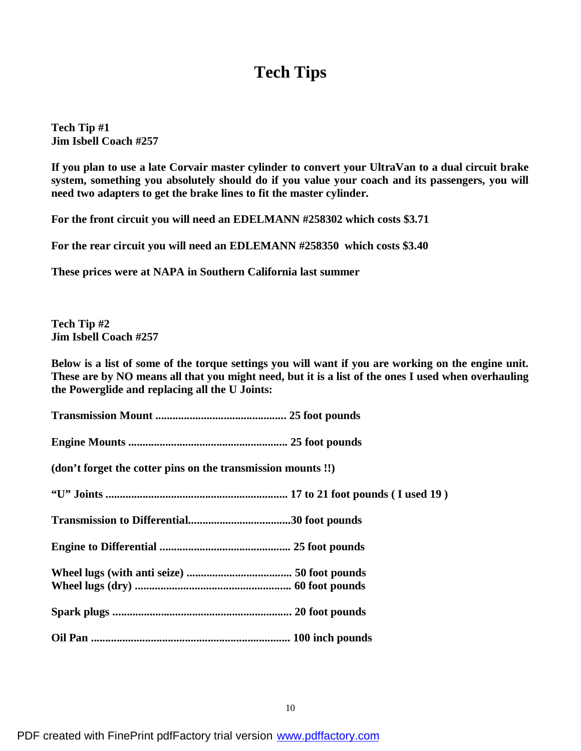# Tech Tips

**Tech Tip #1**
**Jim Isbell Coach #257**

**If you plan to use a late Corvair master cylinder to convert your UltraVan to a dual circuit brake system, something you absolutely should do if you value your coach and its passengers, you will need two adapters to get the brake lines to fit the master cylinder.**

**For the front circuit you will need an EDELMANN #258302 which costs $3.71**

**For the rear circuit you will need an EDLEMANN #258350 which costs $3.40**

**These prices were at NAPA in Southern California last summer**

**Tech Tip #2**
**Jim Isbell Coach #257**

**Below is a list of some of the torque settings you will want if you are working on the engine unit. These are by NO means all that you might need, but it is a list of the ones I used when overhauling the Powerglide and replacing all the U Joints:**

**Transmission Mount ............................................ 25 foot pounds**

**Engine Mounts ...................................................... 25 foot pounds**

**(don't forget the cotter pins on the transmission mounts !!)**

**"U" Joints .............................................................. 17 to 21 foot pounds ( I used 19 )**

**Transmission to Differential...................................30 foot pounds**

**Engine to Differential ............................................ 25 foot pounds**

**Wheel lugs (with anti seize) .................................... 50 foot pounds**
**Wheel lugs (dry) ...................................................... 60 foot pounds**

**Spark plugs ............................................................. 20 foot pounds**

**Oil Pan .................................................................... 100 inch pounds**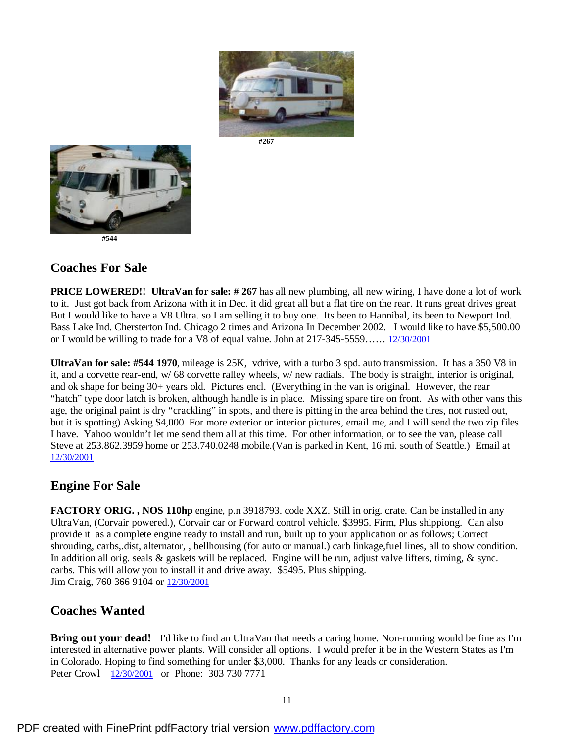#267

#544

## Coaches For Sale

**PRICE LOWERED!! UltraVan for sale: # 267** has all new plumbing, all new wiring, I have done a lot of work to it. Just got back from Arizona with it in Dec. it did great all but a flat tire on the rear. It runs great drives great But I would like to have a V8 Ultra. so I am selling it to buy one. Its been to Hannibal, its been to Newport Ind. Bass Lake Ind. Chersterton Ind. Chicago 2 times and Arizona In December 2002. I would like to have $5,500.00 or I would be willing to trade for a V8 of equal value. John at 217-345-5559…… 12/30/2001

**UltraVan for sale: #544 1970**, mileage is 25K, vdrive, with a turbo 3 spd. auto transmission. It has a 350 V8 in it, and a corvette rear-end, w/ 68 corvette ralley wheels, w/ new radials. The body is straight, interior is original, and ok shape for being 30+ years old. Pictures encl. (Everything in the van is original. However, the rear "hatch" type door latch is broken, although handle is in place. Missing spare tire on front. As with other vans this age, the original paint is dry "crackling" in spots, and there is pitting in the area behind the tires, not rusted out, but it is spotting) Asking $4,000 For more exterior or interior pictures, email me, and I will send the two zip files I have. Yahoo wouldn't let me send them all at this time. For other information, or to see the van, please call Steve at 253.862.3959 home or 253.740.0248 mobile.(Van is parked in Kent, 16 mi. south of Seattle.) Email at 12/30/2001

## Engine For Sale

**FACTORY ORIG. , NOS 110hp** engine, p.n 3918793. code XXZ. Still in orig. crate. Can be installed in any UltraVan, (Corvair powered.), Corvair car or Forward control vehicle. $3995. Firm, Plus shippiong. Can also provide it as a complete engine ready to install and run, built up to your application or as follows; Correct shrouding, carbs,.dist, alternator, , bellhousing (for auto or manual.) carb linkage,fuel lines, all to show condition. In addition all orig. seals & gaskets will be replaced. Engine will be run, adjust valve lifters, timing, & sync. carbs. This will allow you to install it and drive away. $5495. Plus shipping.
Jim Craig, 760 366 9104 or 12/30/2001

## Coaches Wanted

**Bring out your dead!** I'd like to find an UltraVan that needs a caring home. Non-running would be fine as I'm interested in alternative power plants. Will consider all options. I would prefer it be in the Western States as I'm in Colorado. Hoping to find something for under $3,000. Thanks for any leads or consideration.
Peter Crowl 12/30/2001 or Phone: 303 730 7771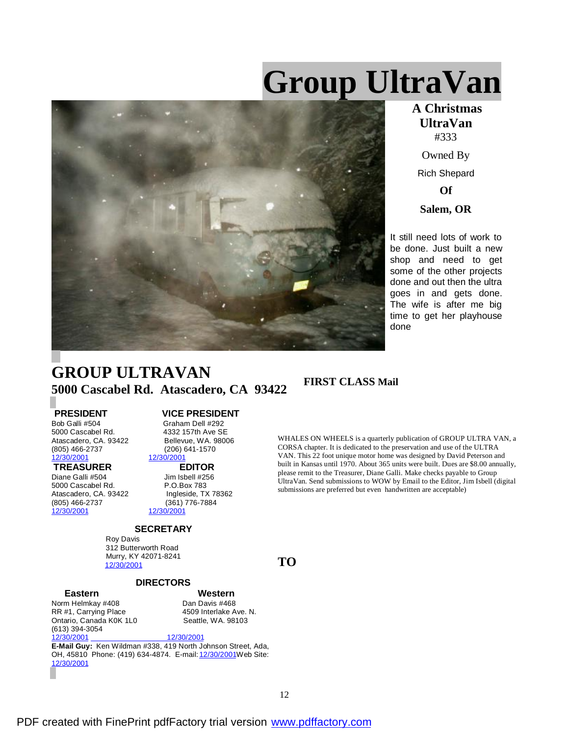# Group UltraVan

**A Christmas UltraVan**
#333

Owned By

Rich Shepard

**Of**

**Salem, OR**

It still need lots of work to be done. Just built a new shop and need to get some of the other projects done and out then the ultra goes in and gets done. The wife is after me big time to get her playhouse done

## GROUP ULTRAVAN
**5000 Cascabel Rd. Atascadero, CA 93422**

**FIRST CLASS Mail**

**PRESIDENT**
Bob Galli #504
5000 Cascabel Rd.
Atascadero, CA. 93422
(805) 466-2737
12/30/2001

**VICE PRESIDENT**
Graham Dell #292
4332 157th Ave SE
Bellevue, WA. 98006
(206) 641-1570
12/30/2001

**TREASURER**
Diane Galli #504
5000 Cascabel Rd.
Atascadero, CA. 93422
(805) 466-2737
12/30/2001

**EDITOR**
Jim Isbell #256
P.O.Box 783
Ingleside, TX 78362
(361) 776-7884
12/30/2001

**SECRETARY**
Roy Davis
312 Butterworth Road
Murry, KY 42071-8241
12/30/2001

**DIRECTORS**

**Eastern**
Norm Helmkay #408
RR #1, Carrying Place
Ontario, Canada K0K 1L0
(613) 394-3054
12/30/2001

**Western**
Dan Davis #468
4509 Interlake Ave. N.
Seattle, WA. 98103
12/30/2001

**E-Mail Guy:** Ken Wildman #338, 419 North Johnson Street, Ada, OH, 45810 Phone: (419) 634-4874. E-mail: 12/30/2001 Web Site: 12/30/2001

WHALES ON WHEELS is a quarterly publication of GROUP ULTRA VAN, a CORSA chapter. It is dedicated to the preservation and use of the ULTRA VAN. This 22 foot unique motor home was designed by David Peterson and built in Kansas until 1970. About 365 units were built. Dues are $8.00 annually, please remit to the Treasurer, Diane Galli. Make checks payable to Group UltraVan. Send submissions to WOW by Email to the Editor, Jim Isbell (digital submissions are preferred but even handwritten are acceptable)

**TO**